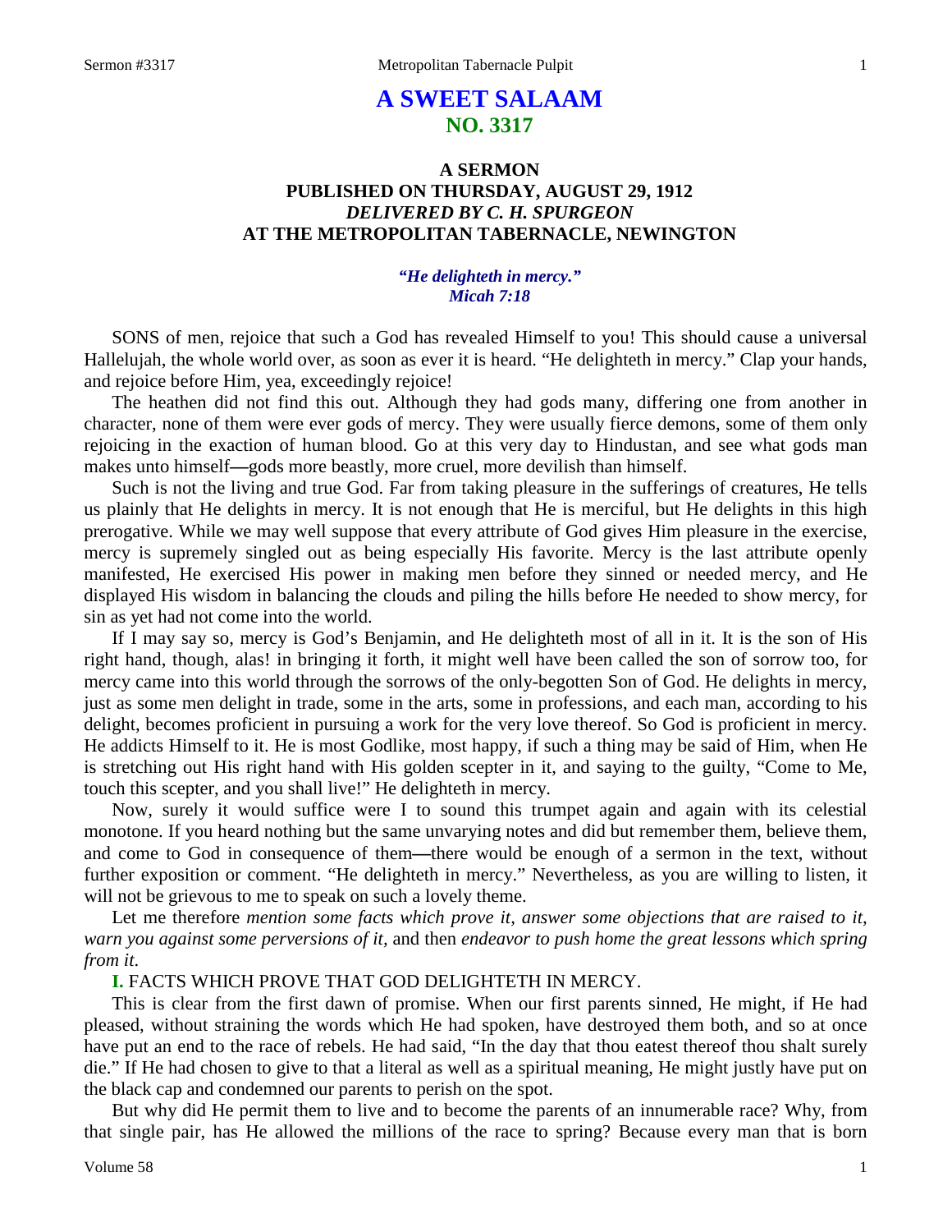# A SWEET SALAAM

## NO. 3317

### A SERMON
### PUBLISHED ON THURSDAY, AUGUST 29, 1912
### *DELIVERED BY C. H. SPURGEON*
### AT THE METROPOLITAN TABERNACLE, NEWINGTON

***"He delighteth in mercy."***
***Micah 7:18***

SONS of men, rejoice that such a God has revealed Himself to you! This should cause a universal Hallelujah, the whole world over, as soon as ever it is heard. "He delighteth in mercy." Clap your hands, and rejoice before Him, yea, exceedingly rejoice!

The heathen did not find this out. Although they had gods many, differing one from another in character, none of them were ever gods of mercy. They were usually fierce demons, some of them only rejoicing in the exaction of human blood. Go at this very day to Hindustan, and see what gods man makes unto himself—gods more beastly, more cruel, more devilish than himself.

Such is not the living and true God. Far from taking pleasure in the sufferings of creatures, He tells us plainly that He delights in mercy. It is not enough that He is merciful, but He delights in this high prerogative. While we may well suppose that every attribute of God gives Him pleasure in the exercise, mercy is supremely singled out as being especially His favorite. Mercy is the last attribute openly manifested, He exercised His power in making men before they sinned or needed mercy, and He displayed His wisdom in balancing the clouds and piling the hills before He needed to show mercy, for sin as yet had not come into the world.

If I may say so, mercy is God's Benjamin, and He delighteth most of all in it. It is the son of His right hand, though, alas! in bringing it forth, it might well have been called the son of sorrow too, for mercy came into this world through the sorrows of the only-begotten Son of God. He delights in mercy, just as some men delight in trade, some in the arts, some in professions, and each man, according to his delight, becomes proficient in pursuing a work for the very love thereof. So God is proficient in mercy. He addicts Himself to it. He is most Godlike, most happy, if such a thing may be said of Him, when He is stretching out His right hand with His golden scepter in it, and saying to the guilty, "Come to Me, touch this scepter, and you shall live!" He delighteth in mercy.

Now, surely it would suffice were I to sound this trumpet again and again with its celestial monotone. If you heard nothing but the same unvarying notes and did but remember them, believe them, and come to God in consequence of them—there would be enough of a sermon in the text, without further exposition or comment. "He delighteth in mercy." Nevertheless, as you are willing to listen, it will not be grievous to me to speak on such a lovely theme.

Let me therefore *mention some facts which prove it, answer some objections that are raised to it, warn you against some perversions of it,* and then *endeavor to push home the great lessons which spring from it*.

**I.** FACTS WHICH PROVE THAT GOD DELIGHTETH IN MERCY.

This is clear from the first dawn of promise. When our first parents sinned, He might, if He had pleased, without straining the words which He had spoken, have destroyed them both, and so at once have put an end to the race of rebels. He had said, "In the day that thou eatest thereof thou shalt surely die." If He had chosen to give to that a literal as well as a spiritual meaning, He might justly have put on the black cap and condemned our parents to perish on the spot.

But why did He permit them to live and to become the parents of an innumerable race? Why, from that single pair, has He allowed the millions of the race to spring? Because every man that is born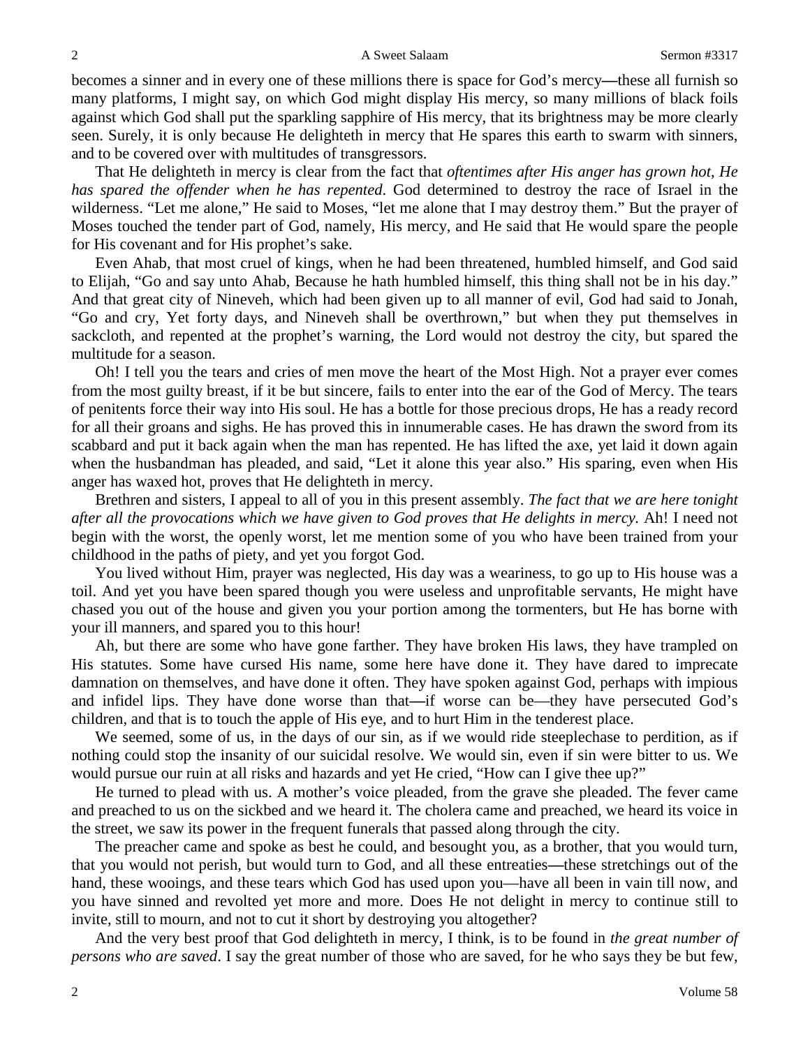becomes a sinner and in every one of these millions there is space for God's mercy—these all furnish so many platforms, I might say, on which God might display His mercy, so many millions of black foils against which God shall put the sparkling sapphire of His mercy, that its brightness may be more clearly seen. Surely, it is only because He delighteth in mercy that He spares this earth to swarm with sinners, and to be covered over with multitudes of transgressors.

That He delighteth in mercy is clear from the fact that *oftentimes after His anger has grown hot, He has spared the offender when he has repented*. God determined to destroy the race of Israel in the wilderness. "Let me alone," He said to Moses, "let me alone that I may destroy them." But the prayer of Moses touched the tender part of God, namely, His mercy, and He said that He would spare the people for His covenant and for His prophet's sake.

Even Ahab, that most cruel of kings, when he had been threatened, humbled himself, and God said to Elijah, "Go and say unto Ahab, Because he hath humbled himself, this thing shall not be in his day." And that great city of Nineveh, which had been given up to all manner of evil, God had said to Jonah, "Go and cry, Yet forty days, and Nineveh shall be overthrown," but when they put themselves in sackcloth, and repented at the prophet's warning, the Lord would not destroy the city, but spared the multitude for a season.

Oh! I tell you the tears and cries of men move the heart of the Most High. Not a prayer ever comes from the most guilty breast, if it be but sincere, fails to enter into the ear of the God of Mercy. The tears of penitents force their way into His soul. He has a bottle for those precious drops, He has a ready record for all their groans and sighs. He has proved this in innumerable cases. He has drawn the sword from its scabbard and put it back again when the man has repented. He has lifted the axe, yet laid it down again when the husbandman has pleaded, and said, "Let it alone this year also." His sparing, even when His anger has waxed hot, proves that He delighteth in mercy.

Brethren and sisters, I appeal to all of you in this present assembly. *The fact that we are here tonight after all the provocations which we have given to God proves that He delights in mercy.* Ah! I need not begin with the worst, the openly worst, let me mention some of you who have been trained from your childhood in the paths of piety, and yet you forgot God.

You lived without Him, prayer was neglected, His day was a weariness, to go up to His house was a toil. And yet you have been spared though you were useless and unprofitable servants, He might have chased you out of the house and given you your portion among the tormenters, but He has borne with your ill manners, and spared you to this hour!

Ah, but there are some who have gone farther. They have broken His laws, they have trampled on His statutes. Some have cursed His name, some here have done it. They have dared to imprecate damnation on themselves, and have done it often. They have spoken against God, perhaps with impious and infidel lips. They have done worse than that—if worse can be—they have persecuted God's children, and that is to touch the apple of His eye, and to hurt Him in the tenderest place.

We seemed, some of us, in the days of our sin, as if we would ride steeplechase to perdition, as if nothing could stop the insanity of our suicidal resolve. We would sin, even if sin were bitter to us. We would pursue our ruin at all risks and hazards and yet He cried, "How can I give thee up?"

He turned to plead with us. A mother's voice pleaded, from the grave she pleaded. The fever came and preached to us on the sickbed and we heard it. The cholera came and preached, we heard its voice in the street, we saw its power in the frequent funerals that passed along through the city.

The preacher came and spoke as best he could, and besought you, as a brother, that you would turn, that you would not perish, but would turn to God, and all these entreaties—these stretchings out of the hand, these wooings, and these tears which God has used upon you—have all been in vain till now, and you have sinned and revolted yet more and more. Does He not delight in mercy to continue still to invite, still to mourn, and not to cut it short by destroying you altogether?

And the very best proof that God delighteth in mercy, I think, is to be found in *the great number of persons who are saved*. I say the great number of those who are saved, for he who says they be but few,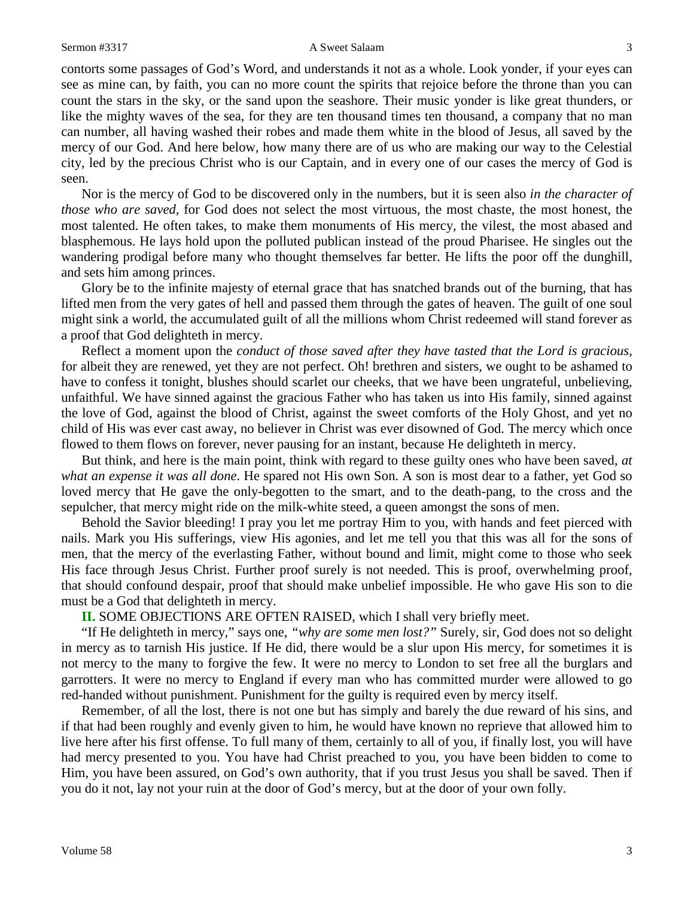contorts some passages of God's Word, and understands it not as a whole. Look yonder, if your eyes can see as mine can, by faith, you can no more count the spirits that rejoice before the throne than you can count the stars in the sky, or the sand upon the seashore. Their music yonder is like great thunders, or like the mighty waves of the sea, for they are ten thousand times ten thousand, a company that no man can number, all having washed their robes and made them white in the blood of Jesus, all saved by the mercy of our God. And here below, how many there are of us who are making our way to the Celestial city, led by the precious Christ who is our Captain, and in every one of our cases the mercy of God is seen.

Nor is the mercy of God to be discovered only in the numbers, but it is seen also *in the character of those who are saved,* for God does not select the most virtuous, the most chaste, the most honest, the most talented. He often takes, to make them monuments of His mercy, the vilest, the most abased and blasphemous. He lays hold upon the polluted publican instead of the proud Pharisee. He singles out the wandering prodigal before many who thought themselves far better. He lifts the poor off the dunghill, and sets him among princes.

Glory be to the infinite majesty of eternal grace that has snatched brands out of the burning, that has lifted men from the very gates of hell and passed them through the gates of heaven. The guilt of one soul might sink a world, the accumulated guilt of all the millions whom Christ redeemed will stand forever as a proof that God delighteth in mercy.

Reflect a moment upon the *conduct of those saved after they have tasted that the Lord is gracious,* for albeit they are renewed, yet they are not perfect. Oh! brethren and sisters, we ought to be ashamed to have to confess it tonight, blushes should scarlet our cheeks, that we have been ungrateful, unbelieving, unfaithful. We have sinned against the gracious Father who has taken us into His family, sinned against the love of God, against the blood of Christ, against the sweet comforts of the Holy Ghost, and yet no child of His was ever cast away, no believer in Christ was ever disowned of God. The mercy which once flowed to them flows on forever, never pausing for an instant, because He delighteth in mercy.

But think, and here is the main point, think with regard to these guilty ones who have been saved, *at what an expense it was all done*. He spared not His own Son. A son is most dear to a father, yet God so loved mercy that He gave the only-begotten to the smart, and to the death-pang, to the cross and the sepulcher, that mercy might ride on the milk-white steed, a queen amongst the sons of men.

Behold the Savior bleeding! I pray you let me portray Him to you, with hands and feet pierced with nails. Mark you His sufferings, view His agonies, and let me tell you that this was all for the sons of men, that the mercy of the everlasting Father, without bound and limit, might come to those who seek His face through Jesus Christ. Further proof surely is not needed. This is proof, overwhelming proof, that should confound despair, proof that should make unbelief impossible. He who gave His son to die must be a God that delighteth in mercy.

**II.** SOME OBJECTIONS ARE OFTEN RAISED, which I shall very briefly meet.

"If He delighteth in mercy," says one, *"why are some men lost?"* Surely, sir, God does not so delight in mercy as to tarnish His justice. If He did, there would be a slur upon His mercy, for sometimes it is not mercy to the many to forgive the few. It were no mercy to London to set free all the burglars and garrotters. It were no mercy to England if every man who has committed murder were allowed to go red-handed without punishment. Punishment for the guilty is required even by mercy itself.

Remember, of all the lost, there is not one but has simply and barely the due reward of his sins, and if that had been roughly and evenly given to him, he would have known no reprieve that allowed him to live here after his first offense. To full many of them, certainly to all of you, if finally lost, you will have had mercy presented to you. You have had Christ preached to you, you have been bidden to come to Him, you have been assured, on God's own authority, that if you trust Jesus you shall be saved. Then if you do it not, lay not your ruin at the door of God's mercy, but at the door of your own folly.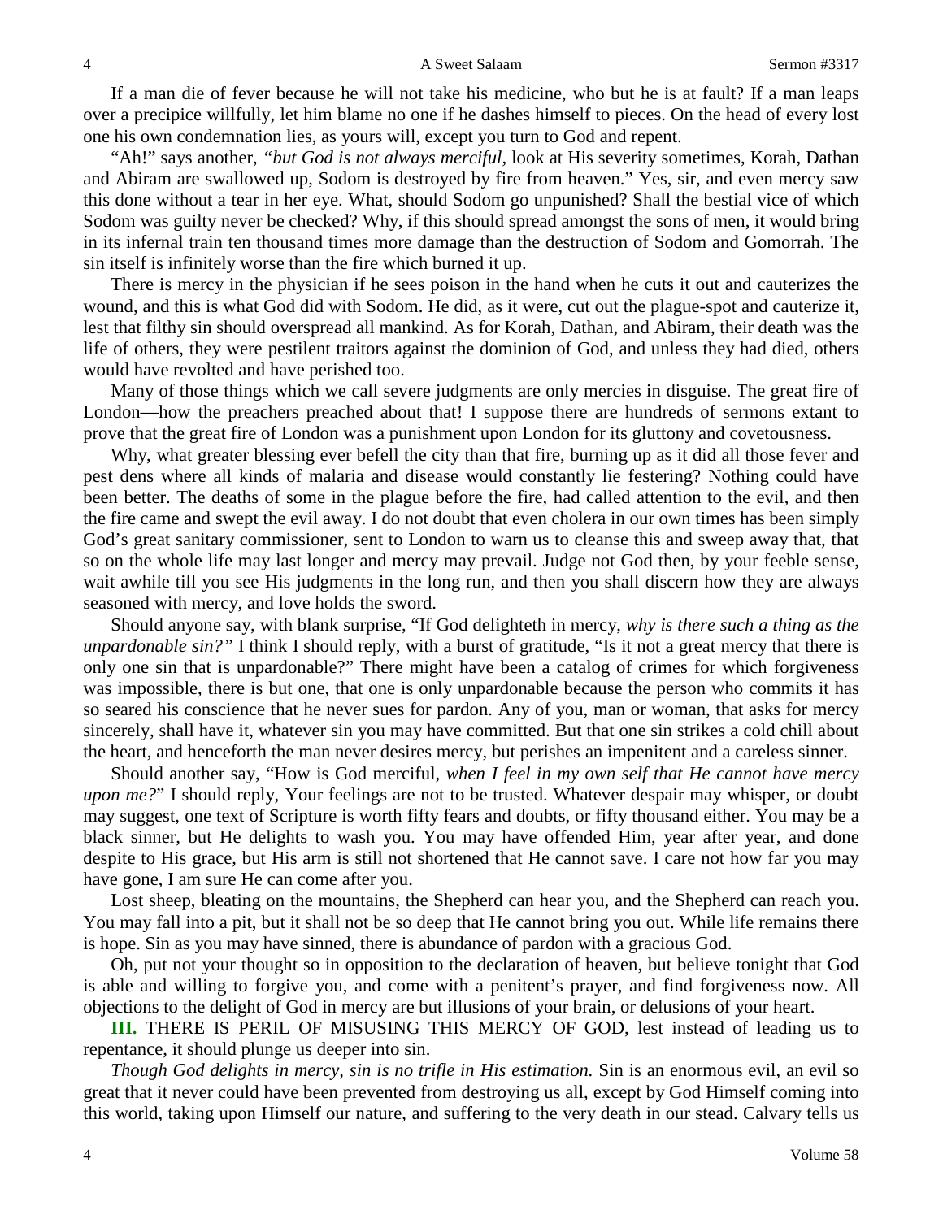If a man die of fever because he will not take his medicine, who but he is at fault? If a man leaps over a precipice willfully, let him blame no one if he dashes himself to pieces. On the head of every lost one his own condemnation lies, as yours will, except you turn to God and repent.

"Ah!" says another, *"but God is not always merciful,* look at His severity sometimes, Korah, Dathan and Abiram are swallowed up, Sodom is destroyed by fire from heaven." Yes, sir, and even mercy saw this done without a tear in her eye. What, should Sodom go unpunished? Shall the bestial vice of which Sodom was guilty never be checked? Why, if this should spread amongst the sons of men, it would bring in its infernal train ten thousand times more damage than the destruction of Sodom and Gomorrah. The sin itself is infinitely worse than the fire which burned it up.

There is mercy in the physician if he sees poison in the hand when he cuts it out and cauterizes the wound, and this is what God did with Sodom. He did, as it were, cut out the plague-spot and cauterize it, lest that filthy sin should overspread all mankind. As for Korah, Dathan, and Abiram, their death was the life of others, they were pestilent traitors against the dominion of God, and unless they had died, others would have revolted and have perished too.

Many of those things which we call severe judgments are only mercies in disguise. The great fire of London—how the preachers preached about that! I suppose there are hundreds of sermons extant to prove that the great fire of London was a punishment upon London for its gluttony and covetousness.

Why, what greater blessing ever befell the city than that fire, burning up as it did all those fever and pest dens where all kinds of malaria and disease would constantly lie festering? Nothing could have been better. The deaths of some in the plague before the fire, had called attention to the evil, and then the fire came and swept the evil away. I do not doubt that even cholera in our own times has been simply God's great sanitary commissioner, sent to London to warn us to cleanse this and sweep away that, that so on the whole life may last longer and mercy may prevail. Judge not God then, by your feeble sense, wait awhile till you see His judgments in the long run, and then you shall discern how they are always seasoned with mercy, and love holds the sword.

Should anyone say, with blank surprise, "If God delighteth in mercy, *why is there such a thing as the unpardonable sin?"* I think I should reply, with a burst of gratitude, "Is it not a great mercy that there is only one sin that is unpardonable?" There might have been a catalog of crimes for which forgiveness was impossible, there is but one, that one is only unpardonable because the person who commits it has so seared his conscience that he never sues for pardon. Any of you, man or woman, that asks for mercy sincerely, shall have it, whatever sin you may have committed. But that one sin strikes a cold chill about the heart, and henceforth the man never desires mercy, but perishes an impenitent and a careless sinner.

Should another say, "How is God merciful, *when I feel in my own self that He cannot have mercy upon me?*" I should reply, Your feelings are not to be trusted. Whatever despair may whisper, or doubt may suggest, one text of Scripture is worth fifty fears and doubts, or fifty thousand either. You may be a black sinner, but He delights to wash you. You may have offended Him, year after year, and done despite to His grace, but His arm is still not shortened that He cannot save. I care not how far you may have gone, I am sure He can come after you.

Lost sheep, bleating on the mountains, the Shepherd can hear you, and the Shepherd can reach you. You may fall into a pit, but it shall not be so deep that He cannot bring you out. While life remains there is hope. Sin as you may have sinned, there is abundance of pardon with a gracious God.

Oh, put not your thought so in opposition to the declaration of heaven, but believe tonight that God is able and willing to forgive you, and come with a penitent's prayer, and find forgiveness now. All objections to the delight of God in mercy are but illusions of your brain, or delusions of your heart.

**III.** THERE IS PERIL OF MISUSING THIS MERCY OF GOD, lest instead of leading us to repentance, it should plunge us deeper into sin.

*Though God delights in mercy, sin is no trifle in His estimation.* Sin is an enormous evil, an evil so great that it never could have been prevented from destroying us all, except by God Himself coming into this world, taking upon Himself our nature, and suffering to the very death in our stead. Calvary tells us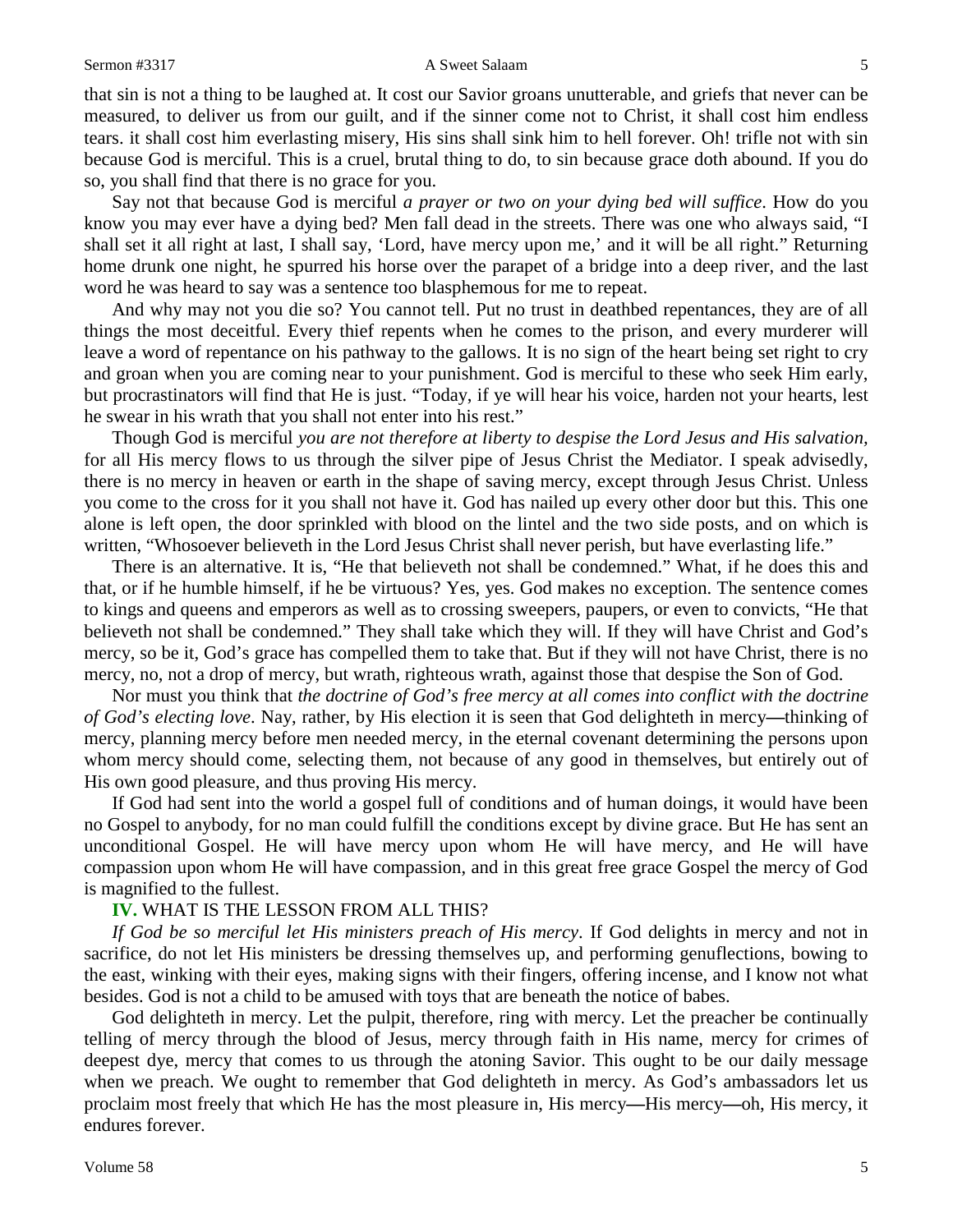that sin is not a thing to be laughed at. It cost our Savior groans unutterable, and griefs that never can be measured, to deliver us from our guilt, and if the sinner come not to Christ, it shall cost him endless tears. it shall cost him everlasting misery, His sins shall sink him to hell forever. Oh! trifle not with sin because God is merciful. This is a cruel, brutal thing to do, to sin because grace doth abound. If you do so, you shall find that there is no grace for you.

Say not that because God is merciful *a prayer or two on your dying bed will suffice*. How do you know you may ever have a dying bed? Men fall dead in the streets. There was one who always said, "I shall set it all right at last, I shall say, 'Lord, have mercy upon me,' and it will be all right." Returning home drunk one night, he spurred his horse over the parapet of a bridge into a deep river, and the last word he was heard to say was a sentence too blasphemous for me to repeat.

And why may not you die so? You cannot tell. Put no trust in deathbed repentances, they are of all things the most deceitful. Every thief repents when he comes to the prison, and every murderer will leave a word of repentance on his pathway to the gallows. It is no sign of the heart being set right to cry and groan when you are coming near to your punishment. God is merciful to these who seek Him early, but procrastinators will find that He is just. "Today, if ye will hear his voice, harden not your hearts, lest he swear in his wrath that you shall not enter into his rest."

Though God is merciful *you are not therefore at liberty to despise the Lord Jesus and His salvation,* for all His mercy flows to us through the silver pipe of Jesus Christ the Mediator. I speak advisedly, there is no mercy in heaven or earth in the shape of saving mercy, except through Jesus Christ. Unless you come to the cross for it you shall not have it. God has nailed up every other door but this. This one alone is left open, the door sprinkled with blood on the lintel and the two side posts, and on which is written, "Whosoever believeth in the Lord Jesus Christ shall never perish, but have everlasting life."

There is an alternative. It is, "He that believeth not shall be condemned." What, if he does this and that, or if he humble himself, if he be virtuous? Yes, yes. God makes no exception. The sentence comes to kings and queens and emperors as well as to crossing sweepers, paupers, or even to convicts, "He that believeth not shall be condemned." They shall take which they will. If they will have Christ and God's mercy, so be it, God's grace has compelled them to take that. But if they will not have Christ, there is no mercy, no, not a drop of mercy, but wrath, righteous wrath, against those that despise the Son of God.

Nor must you think that *the doctrine of God's free mercy at all comes into conflict with the doctrine of God's electing love*. Nay, rather, by His election it is seen that God delighteth in mercy—thinking of mercy, planning mercy before men needed mercy, in the eternal covenant determining the persons upon whom mercy should come, selecting them, not because of any good in themselves, but entirely out of His own good pleasure, and thus proving His mercy.

If God had sent into the world a gospel full of conditions and of human doings, it would have been no Gospel to anybody, for no man could fulfill the conditions except by divine grace. But He has sent an unconditional Gospel. He will have mercy upon whom He will have mercy, and He will have compassion upon whom He will have compassion, and in this great free grace Gospel the mercy of God is magnified to the fullest.

## IV. WHAT IS THE LESSON FROM ALL THIS?

*If God be so merciful let His ministers preach of His mercy*. If God delights in mercy and not in sacrifice, do not let His ministers be dressing themselves up, and performing genuflections, bowing to the east, winking with their eyes, making signs with their fingers, offering incense, and I know not what besides. God is not a child to be amused with toys that are beneath the notice of babes.

God delighteth in mercy. Let the pulpit, therefore, ring with mercy. Let the preacher be continually telling of mercy through the blood of Jesus, mercy through faith in His name, mercy for crimes of deepest dye, mercy that comes to us through the atoning Savior. This ought to be our daily message when we preach. We ought to remember that God delighteth in mercy. As God's ambassadors let us proclaim most freely that which He has the most pleasure in, His mercy—His mercy—oh, His mercy, it endures forever.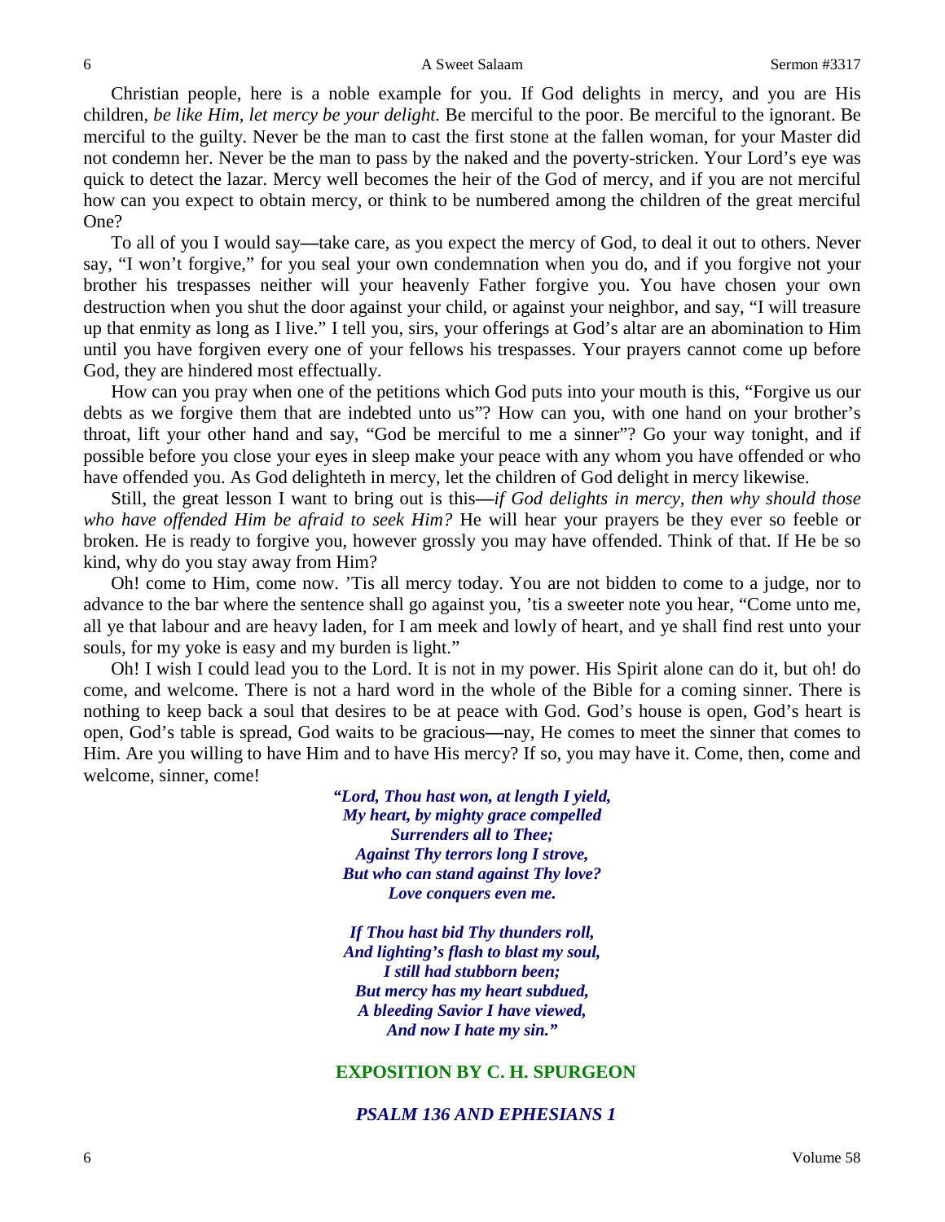Christian people, here is a noble example for you. If God delights in mercy, and you are His children, *be like Him, let mercy be your delight.* Be merciful to the poor. Be merciful to the ignorant. Be merciful to the guilty. Never be the man to cast the first stone at the fallen woman, for your Master did not condemn her. Never be the man to pass by the naked and the poverty-stricken. Your Lord's eye was quick to detect the lazar. Mercy well becomes the heir of the God of mercy, and if you are not merciful how can you expect to obtain mercy, or think to be numbered among the children of the great merciful One?

To all of you I would say**—**take care, as you expect the mercy of God, to deal it out to others. Never say, "I won't forgive," for you seal your own condemnation when you do, and if you forgive not your brother his trespasses neither will your heavenly Father forgive you. You have chosen your own destruction when you shut the door against your child, or against your neighbor, and say, "I will treasure up that enmity as long as I live." I tell you, sirs, your offerings at God's altar are an abomination to Him until you have forgiven every one of your fellows his trespasses. Your prayers cannot come up before God, they are hindered most effectually.

How can you pray when one of the petitions which God puts into your mouth is this, "Forgive us our debts as we forgive them that are indebted unto us"? How can you, with one hand on your brother's throat, lift your other hand and say, "God be merciful to me a sinner"? Go your way tonight, and if possible before you close your eyes in sleep make your peace with any whom you have offended or who have offended you. As God delighteth in mercy, let the children of God delight in mercy likewise.

Still, the great lesson I want to bring out is this**—***if God delights in mercy, then why should those who have offended Him be afraid to seek Him?* He will hear your prayers be they ever so feeble or broken. He is ready to forgive you, however grossly you may have offended. Think of that. If He be so kind, why do you stay away from Him?

Oh! come to Him, come now. 'Tis all mercy today. You are not bidden to come to a judge, nor to advance to the bar where the sentence shall go against you, 'tis a sweeter note you hear, "Come unto me, all ye that labour and are heavy laden, for I am meek and lowly of heart, and ye shall find rest unto your souls, for my yoke is easy and my burden is light."

Oh! I wish I could lead you to the Lord. It is not in my power. His Spirit alone can do it, but oh! do come, and welcome. There is not a hard word in the whole of the Bible for a coming sinner. There is nothing to keep back a soul that desires to be at peace with God. God's house is open, God's heart is open, God's table is spread, God waits to be gracious**—**nay, He comes to meet the sinner that comes to Him. Are you willing to have Him and to have His mercy? If so, you may have it. Come, then, come and welcome, sinner, come!

> ***"Lord, Thou hast won, at length I yield,***
> ***My heart, by mighty grace compelled***
> ***Surrenders all to Thee;***
> ***Against Thy terrors long I strove,***
> ***But who can stand against Thy love?***
> ***Love conquers even me.***
>
> ***If Thou hast bid Thy thunders roll,***
> ***And lighting's flash to blast my soul,***
> ***I still had stubborn been;***
> ***But mercy has my heart subdued,***
> ***A bleeding Savior I have viewed,***
> ***And now I hate my sin."***

## EXPOSITION BY C. H. SPURGEON

### *PSALM 136 AND EPHESIANS 1*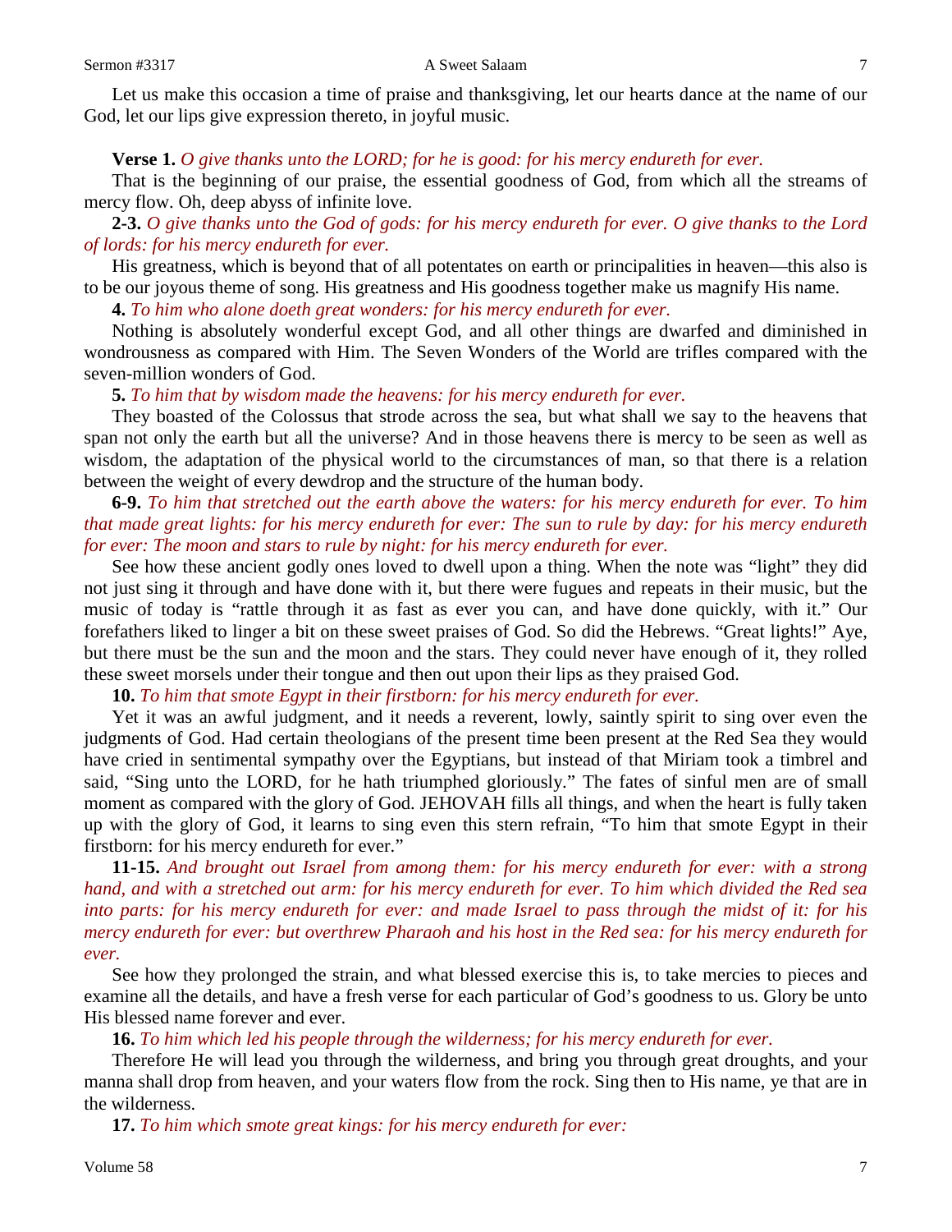Let us make this occasion a time of praise and thanksgiving, let our hearts dance at the name of our God, let our lips give expression thereto, in joyful music.

**Verse 1.** *O give thanks unto the LORD; for he is good: for his mercy endureth for ever.*

That is the beginning of our praise, the essential goodness of God, from which all the streams of mercy flow. Oh, deep abyss of infinite love.

**2-3.** *O give thanks unto the God of gods: for his mercy endureth for ever. O give thanks to the Lord of lords: for his mercy endureth for ever.*

His greatness, which is beyond that of all potentates on earth or principalities in heaven—this also is to be our joyous theme of song. His greatness and His goodness together make us magnify His name.

**4.** *To him who alone doeth great wonders: for his mercy endureth for ever.*

Nothing is absolutely wonderful except God, and all other things are dwarfed and diminished in wondrousness as compared with Him. The Seven Wonders of the World are trifles compared with the seven-million wonders of God.

**5.** *To him that by wisdom made the heavens: for his mercy endureth for ever.*

They boasted of the Colossus that strode across the sea, but what shall we say to the heavens that span not only the earth but all the universe? And in those heavens there is mercy to be seen as well as wisdom, the adaptation of the physical world to the circumstances of man, so that there is a relation between the weight of every dewdrop and the structure of the human body.

**6-9.** *To him that stretched out the earth above the waters: for his mercy endureth for ever. To him that made great lights: for his mercy endureth for ever: The sun to rule by day: for his mercy endureth for ever: The moon and stars to rule by night: for his mercy endureth for ever.*

See how these ancient godly ones loved to dwell upon a thing. When the note was "light" they did not just sing it through and have done with it, but there were fugues and repeats in their music, but the music of today is "rattle through it as fast as ever you can, and have done quickly, with it." Our forefathers liked to linger a bit on these sweet praises of God. So did the Hebrews. "Great lights!" Aye, but there must be the sun and the moon and the stars. They could never have enough of it, they rolled these sweet morsels under their tongue and then out upon their lips as they praised God.

**10.** *To him that smote Egypt in their firstborn: for his mercy endureth for ever.*

Yet it was an awful judgment, and it needs a reverent, lowly, saintly spirit to sing over even the judgments of God. Had certain theologians of the present time been present at the Red Sea they would have cried in sentimental sympathy over the Egyptians, but instead of that Miriam took a timbrel and said, "Sing unto the LORD, for he hath triumphed gloriously." The fates of sinful men are of small moment as compared with the glory of God. JEHOVAH fills all things, and when the heart is fully taken up with the glory of God, it learns to sing even this stern refrain, "To him that smote Egypt in their firstborn: for his mercy endureth for ever."

**11-15.** *And brought out Israel from among them: for his mercy endureth for ever: with a strong hand, and with a stretched out arm: for his mercy endureth for ever. To him which divided the Red sea into parts: for his mercy endureth for ever: and made Israel to pass through the midst of it: for his mercy endureth for ever: but overthrew Pharaoh and his host in the Red sea: for his mercy endureth for ever.*

See how they prolonged the strain, and what blessed exercise this is, to take mercies to pieces and examine all the details, and have a fresh verse for each particular of God's goodness to us. Glory be unto His blessed name forever and ever.

**16.** *To him which led his people through the wilderness; for his mercy endureth for ever.*

Therefore He will lead you through the wilderness, and bring you through great droughts, and your manna shall drop from heaven, and your waters flow from the rock. Sing then to His name, ye that are in the wilderness.

**17.** *To him which smote great kings: for his mercy endureth for ever:*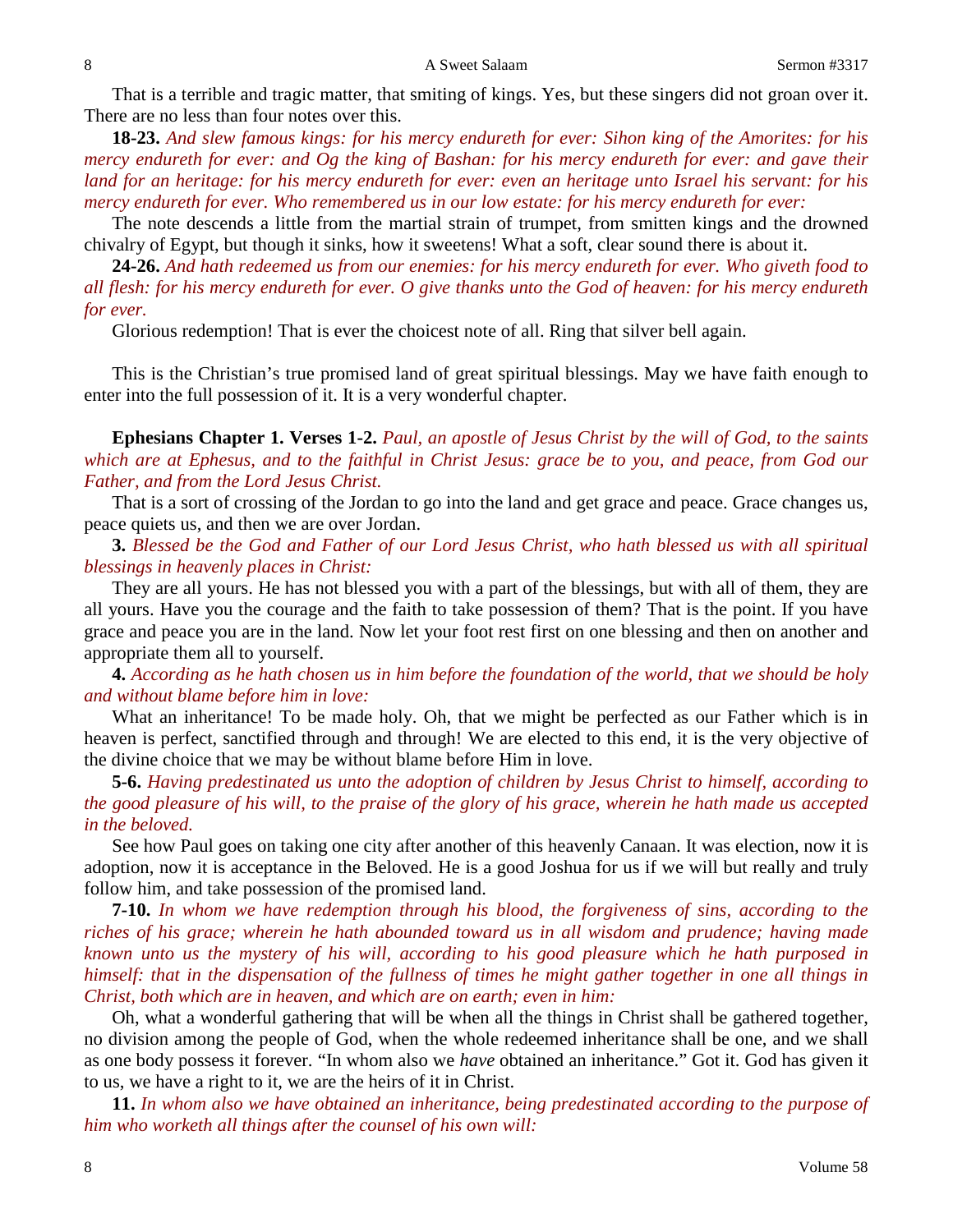That is a terrible and tragic matter, that smiting of kings. Yes, but these singers did not groan over it. There are no less than four notes over this.

**18-23.** *And slew famous kings: for his mercy endureth for ever: Sihon king of the Amorites: for his mercy endureth for ever: and Og the king of Bashan: for his mercy endureth for ever: and gave their land for an heritage: for his mercy endureth for ever: even an heritage unto Israel his servant: for his mercy endureth for ever. Who remembered us in our low estate: for his mercy endureth for ever:*

The note descends a little from the martial strain of trumpet, from smitten kings and the drowned chivalry of Egypt, but though it sinks, how it sweetens! What a soft, clear sound there is about it.

**24-26.** *And hath redeemed us from our enemies: for his mercy endureth for ever. Who giveth food to all flesh: for his mercy endureth for ever. O give thanks unto the God of heaven: for his mercy endureth for ever.*

Glorious redemption! That is ever the choicest note of all. Ring that silver bell again.

This is the Christian's true promised land of great spiritual blessings. May we have faith enough to enter into the full possession of it. It is a very wonderful chapter.

**Ephesians Chapter 1. Verses 1-2.** *Paul, an apostle of Jesus Christ by the will of God, to the saints which are at Ephesus, and to the faithful in Christ Jesus: grace be to you, and peace, from God our Father, and from the Lord Jesus Christ.*

That is a sort of crossing of the Jordan to go into the land and get grace and peace. Grace changes us, peace quiets us, and then we are over Jordan.

**3.** *Blessed be the God and Father of our Lord Jesus Christ, who hath blessed us with all spiritual blessings in heavenly places in Christ:*

They are all yours. He has not blessed you with a part of the blessings, but with all of them, they are all yours. Have you the courage and the faith to take possession of them? That is the point. If you have grace and peace you are in the land. Now let your foot rest first on one blessing and then on another and appropriate them all to yourself.

**4.** *According as he hath chosen us in him before the foundation of the world, that we should be holy and without blame before him in love:*

What an inheritance! To be made holy. Oh, that we might be perfected as our Father which is in heaven is perfect, sanctified through and through! We are elected to this end, it is the very objective of the divine choice that we may be without blame before Him in love.

**5-6.** *Having predestinated us unto the adoption of children by Jesus Christ to himself, according to the good pleasure of his will, to the praise of the glory of his grace, wherein he hath made us accepted in the beloved.*

See how Paul goes on taking one city after another of this heavenly Canaan. It was election, now it is adoption, now it is acceptance in the Beloved. He is a good Joshua for us if we will but really and truly follow him, and take possession of the promised land.

**7-10.** *In whom we have redemption through his blood, the forgiveness of sins, according to the riches of his grace; wherein he hath abounded toward us in all wisdom and prudence; having made known unto us the mystery of his will, according to his good pleasure which he hath purposed in himself: that in the dispensation of the fullness of times he might gather together in one all things in Christ, both which are in heaven, and which are on earth; even in him:*

Oh, what a wonderful gathering that will be when all the things in Christ shall be gathered together, no division among the people of God, when the whole redeemed inheritance shall be one, and we shall as one body possess it forever. "In whom also we *have* obtained an inheritance." Got it. God has given it to us, we have a right to it, we are the heirs of it in Christ.

**11.** *In whom also we have obtained an inheritance, being predestinated according to the purpose of him who worketh all things after the counsel of his own will:*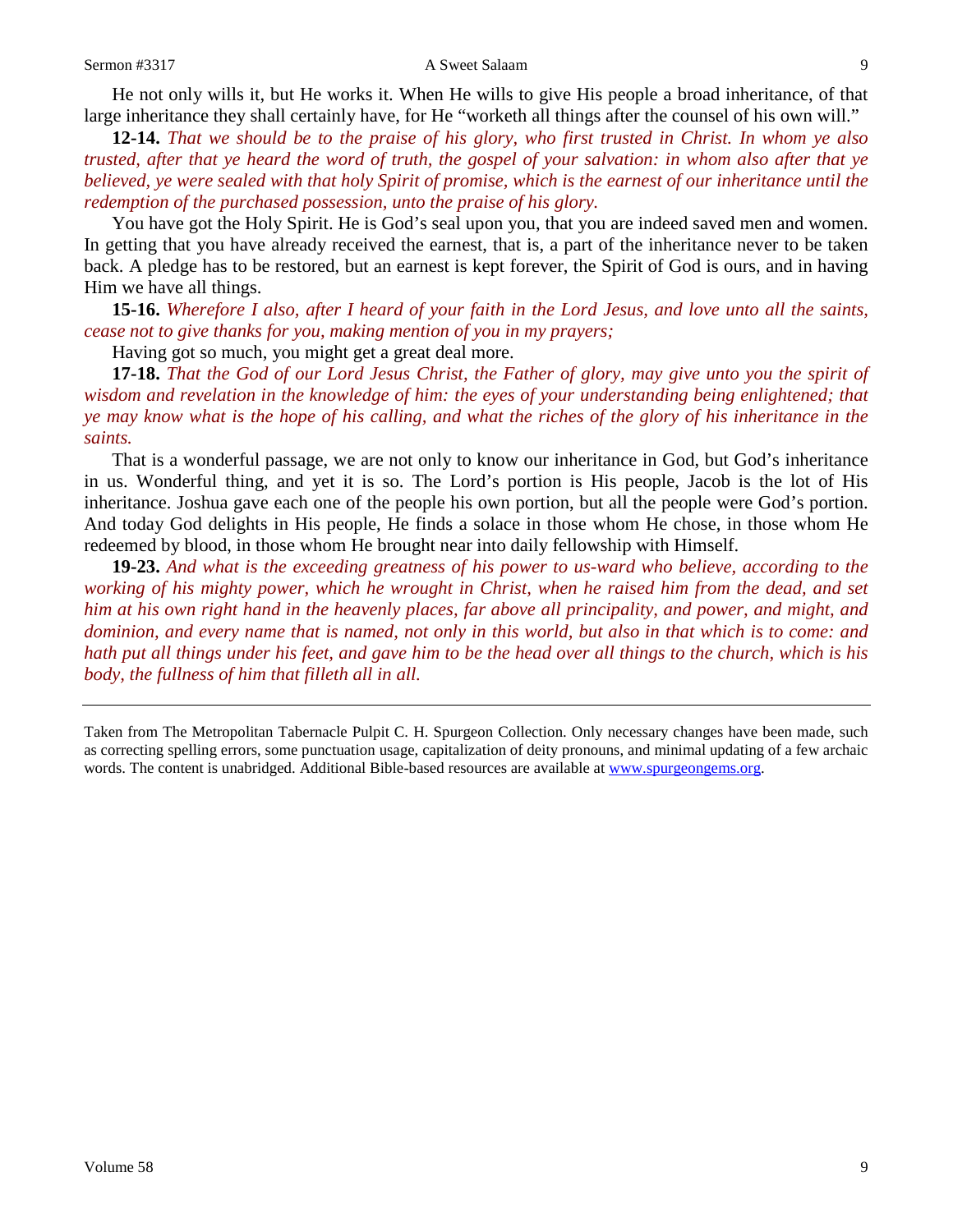He not only wills it, but He works it. When He wills to give His people a broad inheritance, of that large inheritance they shall certainly have, for He "worketh all things after the counsel of his own will."

**12-14.** *That we should be to the praise of his glory, who first trusted in Christ. In whom ye also trusted, after that ye heard the word of truth, the gospel of your salvation: in whom also after that ye believed, ye were sealed with that holy Spirit of promise, which is the earnest of our inheritance until the redemption of the purchased possession, unto the praise of his glory.*

You have got the Holy Spirit. He is God's seal upon you, that you are indeed saved men and women. In getting that you have already received the earnest, that is, a part of the inheritance never to be taken back. A pledge has to be restored, but an earnest is kept forever, the Spirit of God is ours, and in having Him we have all things.

**15-16.** *Wherefore I also, after I heard of your faith in the Lord Jesus, and love unto all the saints, cease not to give thanks for you, making mention of you in my prayers;*

Having got so much, you might get a great deal more.

**17-18.** *That the God of our Lord Jesus Christ, the Father of glory, may give unto you the spirit of wisdom and revelation in the knowledge of him: the eyes of your understanding being enlightened; that ye may know what is the hope of his calling, and what the riches of the glory of his inheritance in the saints.*

That is a wonderful passage, we are not only to know our inheritance in God, but God's inheritance in us. Wonderful thing, and yet it is so. The Lord's portion is His people, Jacob is the lot of His inheritance. Joshua gave each one of the people his own portion, but all the people were God's portion. And today God delights in His people, He finds a solace in those whom He chose, in those whom He redeemed by blood, in those whom He brought near into daily fellowship with Himself.

**19-23.** *And what is the exceeding greatness of his power to us-ward who believe, according to the working of his mighty power, which he wrought in Christ, when he raised him from the dead, and set him at his own right hand in the heavenly places, far above all principality, and power, and might, and dominion, and every name that is named, not only in this world, but also in that which is to come: and hath put all things under his feet, and gave him to be the head over all things to the church, which is his body, the fullness of him that filleth all in all.*

---

Taken from The Metropolitan Tabernacle Pulpit C. H. Spurgeon Collection. Only necessary changes have been made, such as correcting spelling errors, some punctuation usage, capitalization of deity pronouns, and minimal updating of a few archaic words. The content is unabridged. Additional Bible-based resources are available at www.spurgeongems.org.